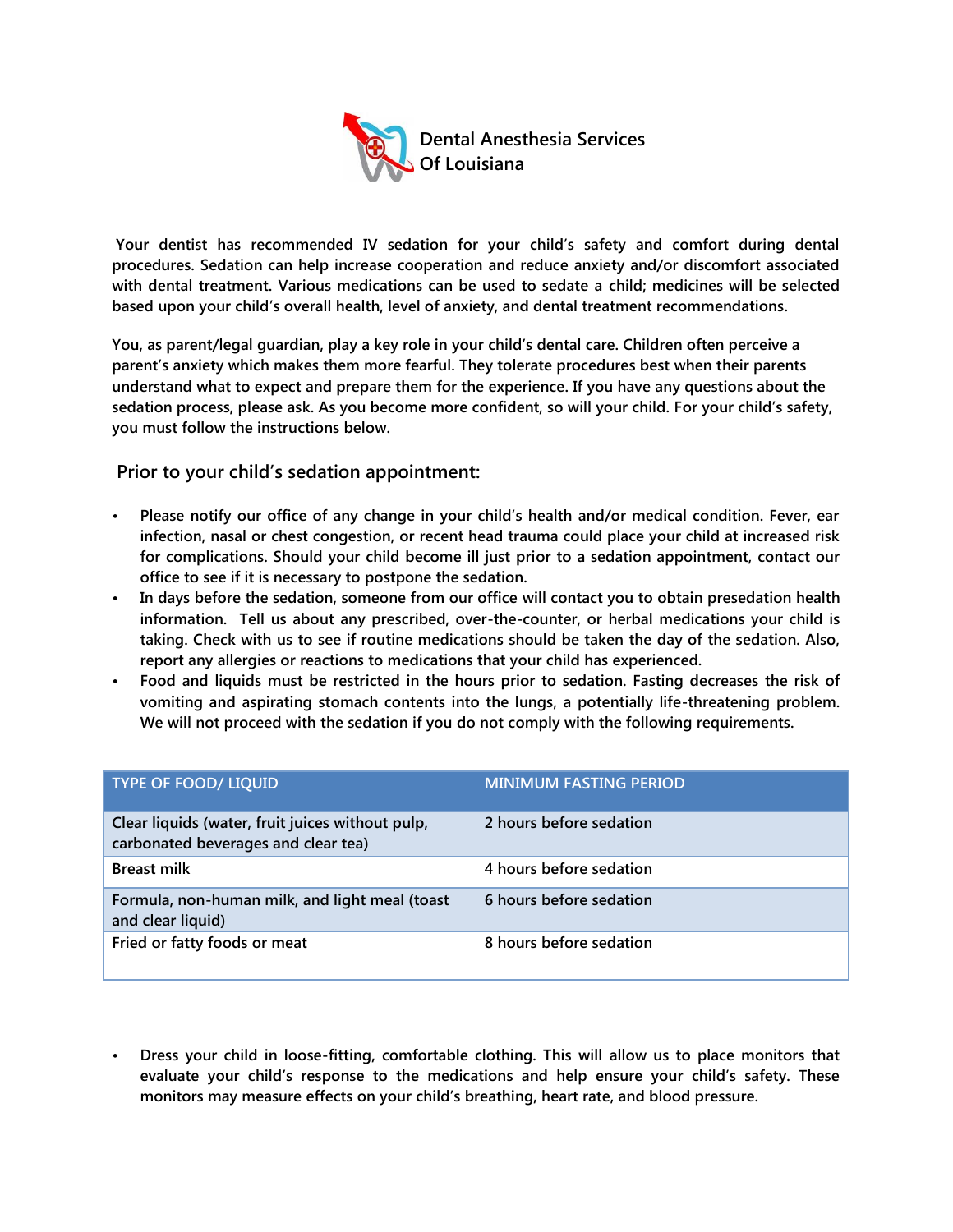# Dental Anesthesia Services Of Louisiana

**Your dentist has recommended IV sedation for your child's safety and comfort during dental procedures. Sedation can help increase cooperation and reduce anxiety and/or discomfort associated with dental treatment. Various medications can be used to sedate a child; medicines will be selected based upon your child's overall health, level of anxiety, and dental treatment recommendations.**

**You, as parent/legal guardian, play a key role in your child's dental care. Children often perceive a parent's anxiety which makes them more fearful. They tolerate procedures best when their parents understand what to expect and prepare them for the experience. If you have any questions about the sedation process, please ask. As you become more confident, so will your child. For your child's safety, you must follow the instructions below.**

## Prior to your child's sedation appointment:

- **Please notify our office of any change in your child's health and/or medical condition. Fever, ear infection, nasal or chest congestion, or recent head trauma could place your child at increased risk for complications. Should your child become ill just prior to a sedation appointment, contact our office to see if it is necessary to postpone the sedation.**
- **In days before the sedation, someone from our office will contact you to obtain presedation health information. Tell us about any prescribed, over-the-counter, or herbal medications your child is taking. Check with us to see if routine medications should be taken the day of the sedation. Also, report any allergies or reactions to medications that your child has experienced.**
- **Food and liquids must be restricted in the hours prior to sedation. Fasting decreases the risk of vomiting and aspirating stomach contents into the lungs, a potentially life-threatening problem. We will not proceed with the sedation if you do not comply with the following requirements.**

| TYPE OF FOOD/ LIQUID | MINIMUM FASTING PERIOD |
|---|---|
| Clear liquids (water, fruit juices without pulp, carbonated beverages and clear tea) | 2 hours before sedation |
| Breast milk | 4 hours before sedation |
| Formula, non-human milk, and light meal (toast and clear liquid) | 6 hours before sedation |
| Fried or fatty foods or meat | 8 hours before sedation |

- **Dress your child in loose-fitting, comfortable clothing. This will allow us to place monitors that evaluate your child's response to the medications and help ensure your child's safety. These monitors may measure effects on your child's breathing, heart rate, and blood pressure.**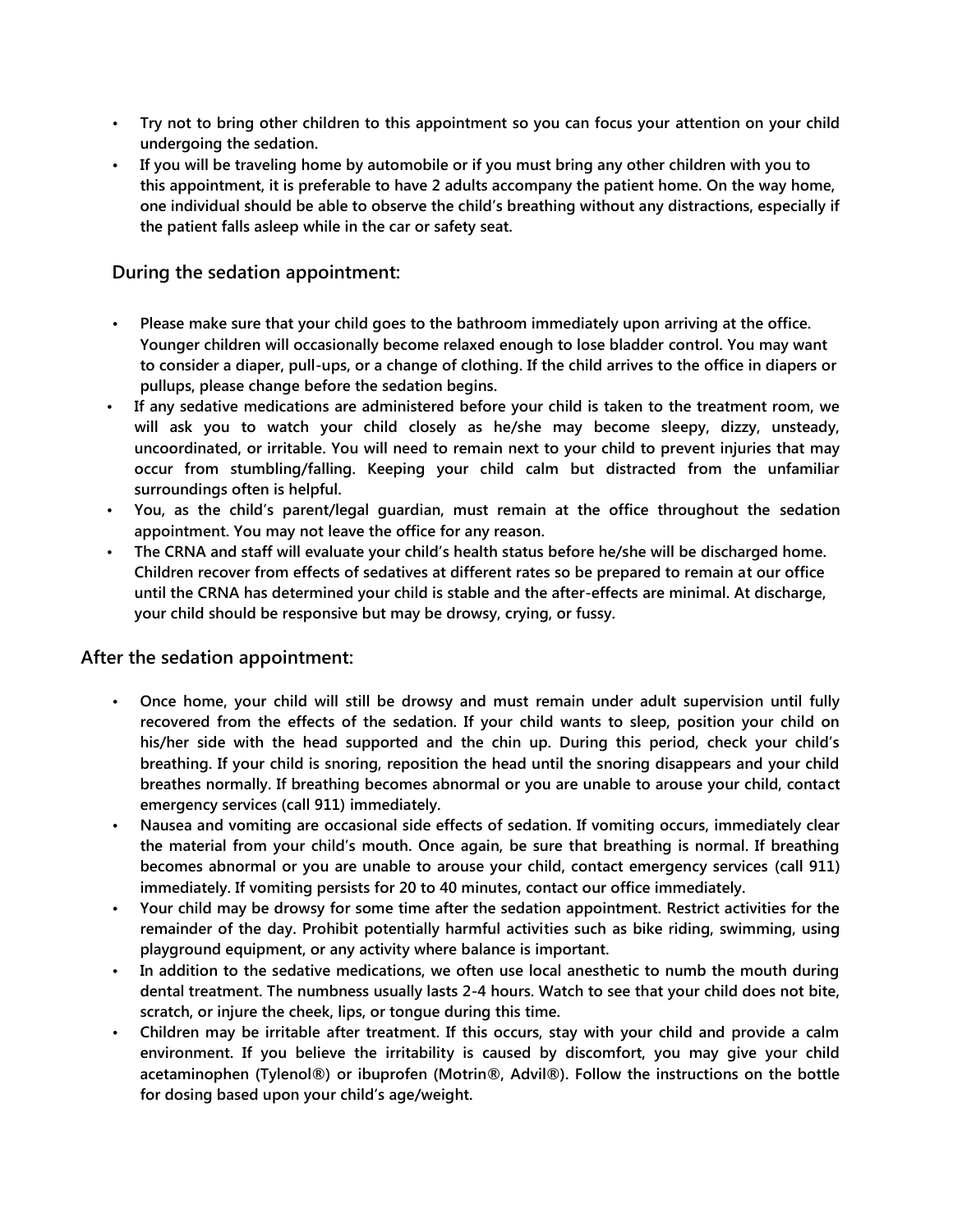- **Try not to bring other children to this appointment so you can focus your attention on your child undergoing the sedation.**
- **If you will be traveling home by automobile or if you must bring any other children with you to this appointment, it is preferable to have 2 adults accompany the patient home. On the way home, one individual should be able to observe the child's breathing without any distractions, especially if the patient falls asleep while in the car or safety seat.**

## During the sedation appointment:

- **Please make sure that your child goes to the bathroom immediately upon arriving at the office. Younger children will occasionally become relaxed enough to lose bladder control. You may want to consider a diaper, pull-ups, or a change of clothing. If the child arrives to the office in diapers or pullups, please change before the sedation begins.**
- **If any sedative medications are administered before your child is taken to the treatment room, we will ask you to watch your child closely as he/she may become sleepy, dizzy, unsteady, uncoordinated, or irritable. You will need to remain next to your child to prevent injuries that may occur from stumbling/falling. Keeping your child calm but distracted from the unfamiliar surroundings often is helpful.**
- **You, as the child's parent/legal guardian, must remain at the office throughout the sedation appointment. You may not leave the office for any reason.**
- **The CRNA and staff will evaluate your child's health status before he/she will be discharged home. Children recover from effects of sedatives at different rates so be prepared to remain at our office until the CRNA has determined your child is stable and the after-effects are minimal. At discharge, your child should be responsive but may be drowsy, crying, or fussy.**

## After the sedation appointment:

- **Once home, your child will still be drowsy and must remain under adult supervision until fully recovered from the effects of the sedation. If your child wants to sleep, position your child on his/her side with the head supported and the chin up. During this period, check your child's breathing. If your child is snoring, reposition the head until the snoring disappears and your child breathes normally. If breathing becomes abnormal or you are unable to arouse your child, contact emergency services (call 911) immediately.**
- **Nausea and vomiting are occasional side effects of sedation. If vomiting occurs, immediately clear the material from your child's mouth. Once again, be sure that breathing is normal. If breathing becomes abnormal or you are unable to arouse your child, contact emergency services (call 911) immediately. If vomiting persists for 20 to 40 minutes, contact our office immediately.**
- **Your child may be drowsy for some time after the sedation appointment. Restrict activities for the remainder of the day. Prohibit potentially harmful activities such as bike riding, swimming, using playground equipment, or any activity where balance is important.**
- **In addition to the sedative medications, we often use local anesthetic to numb the mouth during dental treatment. The numbness usually lasts 2-4 hours. Watch to see that your child does not bite, scratch, or injure the cheek, lips, or tongue during this time.**
- **Children may be irritable after treatment. If this occurs, stay with your child and provide a calm environment. If you believe the irritability is caused by discomfort, you may give your child acetaminophen (Tylenol®) or ibuprofen (Motrin®, Advil®). Follow the instructions on the bottle for dosing based upon your child's age/weight.**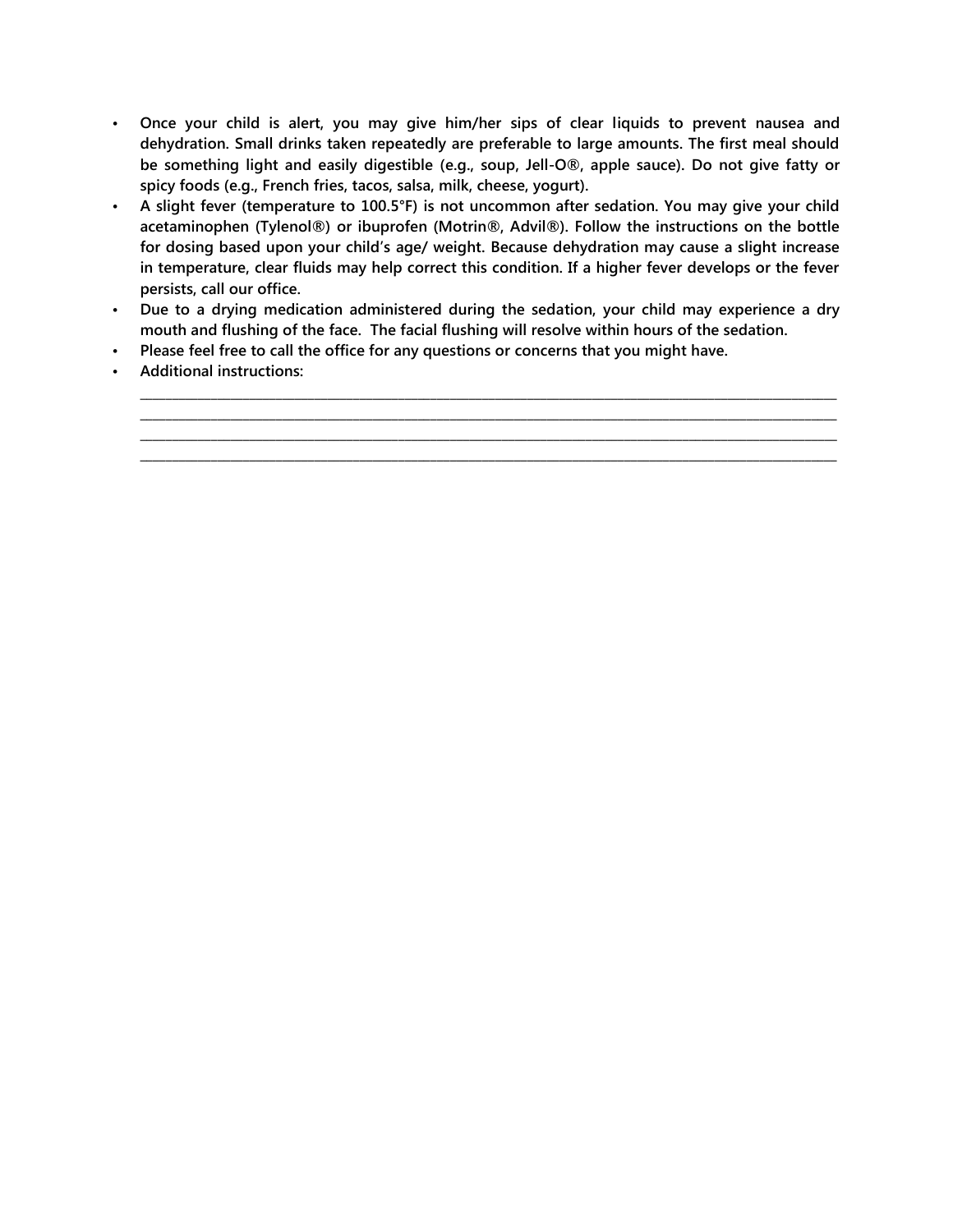- **Once your child is alert, you may give him/her sips of clear liquids to prevent nausea and dehydration. Small drinks taken repeatedly are preferable to large amounts. The first meal should be something light and easily digestible (e.g., soup, Jell-O®, apple sauce). Do not give fatty or spicy foods (e.g., French fries, tacos, salsa, milk, cheese, yogurt).**
- **A slight fever (temperature to 100.5°F) is not uncommon after sedation. You may give your child acetaminophen (Tylenol®) or ibuprofen (Motrin®, Advil®). Follow the instructions on the bottle for dosing based upon your child's age/ weight. Because dehydration may cause a slight increase in temperature, clear fluids may help correct this condition. If a higher fever develops or the fever persists, call our office.**
- **Due to a drying medication administered during the sedation, your child may experience a dry mouth and flushing of the face. The facial flushing will resolve within hours of the sedation.**
- **Please feel free to call the office for any questions or concerns that you might have.**
- **Additional instructions:**
  ______________________________________________________________________________________
  ______________________________________________________________________________________
  ______________________________________________________________________________________
  ______________________________________________________________________________________